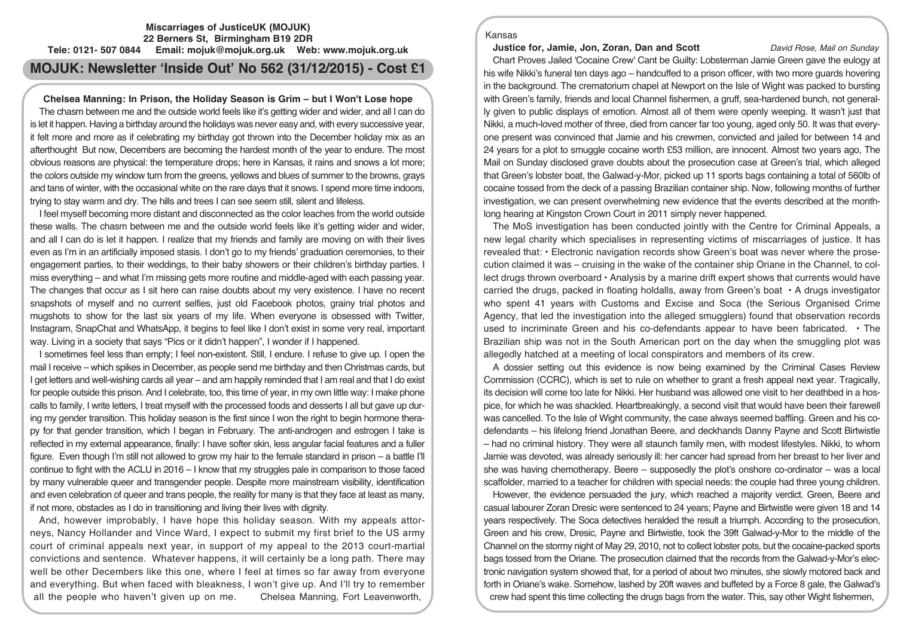**Miscarriages of JusticeUK (MOJUK)**
**22 Berners St, Birmingham B19 2DR**
**Tele: 0121- 507 0844 Email: mojuk@mojuk.org.uk Web: www.mojuk.org.uk**

# MOJUK: Newsletter 'Inside Out' No 562 (31/12/2015) - Cost £1

### Chelsea Manning: In Prison, the Holiday Season is Grim – but I Won't Lose hope

The chasm between me and the outside world feels like it's getting wider and wider, and all I can do is let it happen. Having a birthday around the holidays was never easy and, with every successive year, it felt more and more as if celebrating my birthday got thrown into the December holiday mix as an afterthought But now, Decembers are becoming the hardest month of the year to endure. The most obvious reasons are physical: the temperature drops; here in Kansas, it rains and snows a lot more; the colors outside my window turn from the greens, yellows and blues of summer to the browns, grays and tans of winter, with the occasional white on the rare days that it snows. I spend more time indoors, trying to stay warm and dry. The hills and trees I can see seem still, silent and lifeless.

I feel myself becoming more distant and disconnected as the color leaches from the world outside these walls. The chasm between me and the outside world feels like it's getting wider and wider, and all I can do is let it happen. I realize that my friends and family are moving on with their lives even as I'm in an artificially imposed stasis. I don't go to my friends' graduation ceremonies, to their engagement parties, to their weddings, to their baby showers or their children's birthday parties. I miss everything – and what I'm missing gets more routine and middle-aged with each passing year. The changes that occur as I sit here can raise doubts about my very existence. I have no recent snapshots of myself and no current selfies, just old Facebook photos, grainy trial photos and mugshots to show for the last six years of my life. When everyone is obsessed with Twitter, Instagram, SnapChat and WhatsApp, it begins to feel like I don't exist in some very real, important way. Living in a society that says "Pics or it didn't happen", I wonder if I happened.

I sometimes feel less than empty; I feel non-existent. Still, I endure. I refuse to give up. I open the mail I receive – which spikes in December, as people send me birthday and then Christmas cards, but I get letters and well-wishing cards all year – and am happily reminded that I am real and that I do exist for people outside this prison. And I celebrate, too, this time of year, in my own little way: I make phone calls to family, I write letters, I treat myself with the processed foods and desserts I all but gave up during my gender transition. This holiday season is the first since I won the right to begin hormone therapy for that gender transition, which I began in February. The anti-androgen and estrogen I take is reflected in my external appearance, finally: I have softer skin, less angular facial features and a fuller figure. Even though I'm still not allowed to grow my hair to the female standard in prison – a battle I'll continue to fight with the ACLU in 2016 – I know that my struggles pale in comparison to those faced by many vulnerable queer and transgender people. Despite more mainstream visibility, identification and even celebration of queer and trans people, the reality for many is that they face at least as many, if not more, obstacles as I do in transitioning and living their lives with dignity.

And, however improbably, I have hope this holiday season. With my appeals attorneys, Nancy Hollander and Vince Ward, I expect to submit my first brief to the US army court of criminal appeals next year, in support of my appeal to the 2013 court-martial convictions and sentence. Whatever happens, it will certainly be a long path. There may well be other Decembers like this one, where I feel at times so far away from everyone and everything. But when faced with bleakness, I won't give up. And I'll try to remember all the people who haven't given up on me. Chelsea Manning, Fort Leavenworth, Kansas

### Justice for, Jamie, Jon, Zoran, Dan and Scott

*David Rose, Mail on Sunday*

Chart Proves Jailed 'Cocaine Crew' Cant be Guilty: Lobsterman Jamie Green gave the eulogy at his wife Nikki's funeral ten days ago – handcuffed to a prison officer, with two more guards hovering in the background. The crematorium chapel at Newport on the Isle of Wight was packed to bursting with Green's family, friends and local Channel fishermen, a gruff, sea-hardened bunch, not generally given to public displays of emotion. Almost all of them were openly weeping. It wasn't just that Nikki, a much-loved mother of three, died from cancer far too young, aged only 50. It was that everyone present was convinced that Jamie and his crewmen, convicted and jailed for between 14 and 24 years for a plot to smuggle cocaine worth £53 million, are innocent. Almost two years ago, The Mail on Sunday disclosed grave doubts about the prosecution case at Green's trial, which alleged that Green's lobster boat, the Galwad-y-Mor, picked up 11 sports bags containing a total of 560lb of cocaine tossed from the deck of a passing Brazilian container ship. Now, following months of further investigation, we can present overwhelming new evidence that the events described at the month-long hearing at Kingston Crown Court in 2011 simply never happened.

The MoS investigation has been conducted jointly with the Centre for Criminal Appeals, a new legal charity which specialises in representing victims of miscarriages of justice. It has revealed that:

- Electronic navigation records show Green's boat was never where the prosecution claimed it was – cruising in the wake of the container ship Oriane in the Channel, to collect drugs thrown overboard
- Analysis by a marine drift expert shows that currents would have carried the drugs, packed in floating holdalls, away from Green's boat
- A drugs investigator who spent 41 years with Customs and Excise and Soca (the Serious Organised Crime Agency, that led the investigation into the alleged smugglers) found that observation records used to incriminate Green and his co-defendants appear to have been fabricated.
- The Brazilian ship was not in the South American port on the day when the smuggling plot was allegedly hatched at a meeting of local conspirators and members of its crew.

A dossier setting out this evidence is now being examined by the Criminal Cases Review Commission (CCRC), which is set to rule on whether to grant a fresh appeal next year. Tragically, its decision will come too late for Nikki. Her husband was allowed one visit to her deathbed in a hospice, for which he was shackled. Heartbreakingly, a second visit that would have been their farewell was cancelled. To the Isle of Wight community, the case always seemed baffling. Green and his co-defendants – his lifelong friend Jonathan Beere, and deckhands Danny Payne and Scott Birtwistle – had no criminal history. They were all staunch family men, with modest lifestyles. Nikki, to whom Jamie was devoted, was already seriously ill: her cancer had spread from her breast to her liver and she was having chemotherapy. Beere – supposedly the plot's onshore co-ordinator – was a local scaffolder, married to a teacher for children with special needs: the couple had three young children.

However, the evidence persuaded the jury, which reached a majority verdict. Green, Beere and casual labourer Zoran Dresic were sentenced to 24 years; Payne and Birtwistle were given 18 and 14 years respectively. The Soca detectives heralded the result a triumph. According to the prosecution, Green and his crew, Dresic, Payne and Birtwistle, took the 39ft Galwad-y-Mor to the middle of the Channel on the stormy night of May 29, 2010, not to collect lobster pots, but the cocaine-packed sports bags tossed from the Oriane. The prosecution claimed that the records from the Galwad-y-Mor's electronic navigation system showed that, for a period of about two minutes, she slowly motored back and forth in Oriane's wake. Somehow, lashed by 20ft waves and buffeted by a Force 8 gale, the Galwad's crew had spent this time collecting the drugs bags from the water. This, say other Wight fishermen,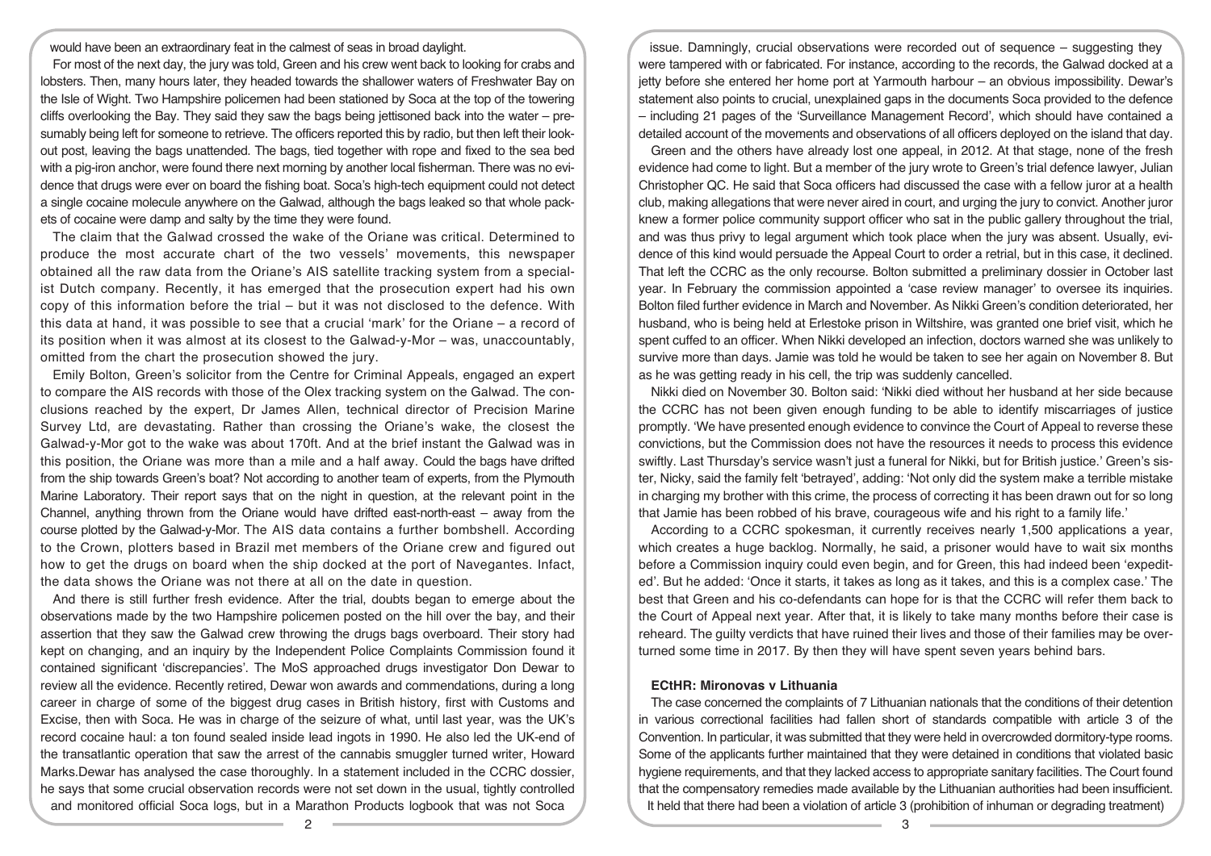would have been an extraordinary feat in the calmest of seas in broad daylight.

For most of the next day, the jury was told, Green and his crew went back to looking for crabs and lobsters. Then, many hours later, they headed towards the shallower waters of Freshwater Bay on the Isle of Wight. Two Hampshire policemen had been stationed by Soca at the top of the towering cliffs overlooking the Bay. They said they saw the bags being jettisoned back into the water – presumably being left for someone to retrieve. The officers reported this by radio, but then left their lookout post, leaving the bags unattended. The bags, tied together with rope and fixed to the sea bed with a pig-iron anchor, were found there next morning by another local fisherman. There was no evidence that drugs were ever on board the fishing boat. Soca's high-tech equipment could not detect a single cocaine molecule anywhere on the Galwad, although the bags leaked so that whole packets of cocaine were damp and salty by the time they were found.

The claim that the Galwad crossed the wake of the Oriane was critical. Determined to produce the most accurate chart of the two vessels' movements, this newspaper obtained all the raw data from the Oriane's AIS satellite tracking system from a specialist Dutch company. Recently, it has emerged that the prosecution expert had his own copy of this information before the trial – but it was not disclosed to the defence. With this data at hand, it was possible to see that a crucial 'mark' for the Oriane – a record of its position when it was almost at its closest to the Galwad-y-Mor – was, unaccountably, omitted from the chart the prosecution showed the jury.

Emily Bolton, Green's solicitor from the Centre for Criminal Appeals, engaged an expert to compare the AIS records with those of the Olex tracking system on the Galwad. The conclusions reached by the expert, Dr James Allen, technical director of Precision Marine Survey Ltd, are devastating. Rather than crossing the Oriane's wake, the closest the Galwad-y-Mor got to the wake was about 170ft. And at the brief instant the Galwad was in this position, the Oriane was more than a mile and a half away. Could the bags have drifted from the ship towards Green's boat? Not according to another team of experts, from the Plymouth Marine Laboratory. Their report says that on the night in question, at the relevant point in the Channel, anything thrown from the Oriane would have drifted east-north-east – away from the course plotted by the Galwad-y-Mor. The AIS data contains a further bombshell. According to the Crown, plotters based in Brazil met members of the Oriane crew and figured out how to get the drugs on board when the ship docked at the port of Navegantes. Infact, the data shows the Oriane was not there at all on the date in question.

And there is still further fresh evidence. After the trial, doubts began to emerge about the observations made by the two Hampshire policemen posted on the hill over the bay, and their assertion that they saw the Galwad crew throwing the drugs bags overboard. Their story had kept on changing, and an inquiry by the Independent Police Complaints Commission found it contained significant 'discrepancies'. The MoS approached drugs investigator Don Dewar to review all the evidence. Recently retired, Dewar won awards and commendations, during a long career in charge of some of the biggest drug cases in British history, first with Customs and Excise, then with Soca. He was in charge of the seizure of what, until last year, was the UK's record cocaine haul: a ton found sealed inside lead ingots in 1990. He also led the UK-end of the transatlantic operation that saw the arrest of the cannabis smuggler turned writer, Howard Marks.Dewar has analysed the case thoroughly. In a statement included in the CCRC dossier, he says that some crucial observation records were not set down in the usual, tightly controlled and monitored official Soca logs, but in a Marathon Products logbook that was not Soca issue. Damningly, crucial observations were recorded out of sequence – suggesting they were tampered with or fabricated. For instance, according to the records, the Galwad docked at a jetty before she entered her home port at Yarmouth harbour – an obvious impossibility. Dewar's statement also points to crucial, unexplained gaps in the documents Soca provided to the defence – including 21 pages of the 'Surveillance Management Record', which should have contained a detailed account of the movements and observations of all officers deployed on the island that day.

Green and the others have already lost one appeal, in 2012. At that stage, none of the fresh evidence had come to light. But a member of the jury wrote to Green's trial defence lawyer, Julian Christopher QC. He said that Soca officers had discussed the case with a fellow juror at a health club, making allegations that were never aired in court, and urging the jury to convict. Another juror knew a former police community support officer who sat in the public gallery throughout the trial, and was thus privy to legal argument which took place when the jury was absent. Usually, evidence of this kind would persuade the Appeal Court to order a retrial, but in this case, it declined. That left the CCRC as the only recourse. Bolton submitted a preliminary dossier in October last year. In February the commission appointed a 'case review manager' to oversee its inquiries. Bolton filed further evidence in March and November. As Nikki Green's condition deteriorated, her husband, who is being held at Erlestoke prison in Wiltshire, was granted one brief visit, which he spent cuffed to an officer. When Nikki developed an infection, doctors warned she was unlikely to survive more than days. Jamie was told he would be taken to see her again on November 8. But as he was getting ready in his cell, the trip was suddenly cancelled.

Nikki died on November 30. Bolton said: 'Nikki died without her husband at her side because the CCRC has not been given enough funding to be able to identify miscarriages of justice promptly. 'We have presented enough evidence to convince the Court of Appeal to reverse these convictions, but the Commission does not have the resources it needs to process this evidence swiftly. Last Thursday's service wasn't just a funeral for Nikki, but for British justice.' Green's sister, Nicky, said the family felt 'betrayed', adding: 'Not only did the system make a terrible mistake in charging my brother with this crime, the process of correcting it has been drawn out for so long that Jamie has been robbed of his brave, courageous wife and his right to a family life.'

According to a CCRC spokesman, it currently receives nearly 1,500 applications a year, which creates a huge backlog. Normally, he said, a prisoner would have to wait six months before a Commission inquiry could even begin, and for Green, this had indeed been 'expedited'. But he added: 'Once it starts, it takes as long as it takes, and this is a complex case.' The best that Green and his co-defendants can hope for is that the CCRC will refer them back to the Court of Appeal next year. After that, it is likely to take many months before their case is reheard. The guilty verdicts that have ruined their lives and those of their families may be overturned some time in 2017. By then they will have spent seven years behind bars.

### ECtHR: Mironovas v Lithuania

The case concerned the complaints of 7 Lithuanian nationals that the conditions of their detention in various correctional facilities had fallen short of standards compatible with article 3 of the Convention. In particular, it was submitted that they were held in overcrowded dormitory-type rooms. Some of the applicants further maintained that they were detained in conditions that violated basic hygiene requirements, and that they lacked access to appropriate sanitary facilities. The Court found that the compensatory remedies made available by the Lithuanian authorities had been insufficient. It held that there had been a violation of article 3 (prohibition of inhuman or degrading treatment)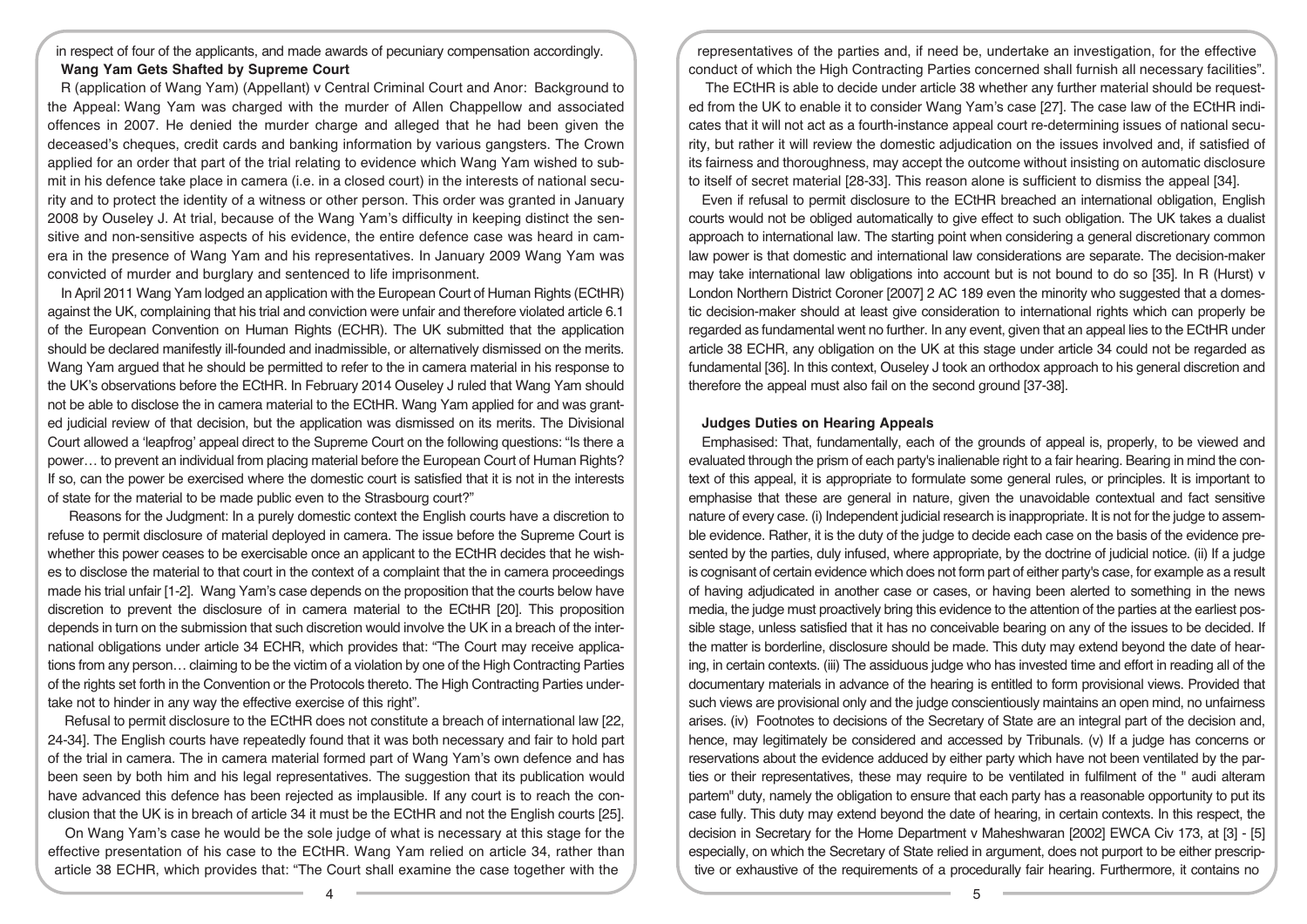in respect of four of the applicants, and made awards of pecuniary compensation accordingly.

**Wang Yam Gets Shafted by Supreme Court**

R (application of Wang Yam) (Appellant) v Central Criminal Court and Anor: Background to the Appeal: Wang Yam was charged with the murder of Allen Chappellow and associated offences in 2007. He denied the murder charge and alleged that he had been given the deceased's cheques, credit cards and banking information by various gangsters. The Crown applied for an order that part of the trial relating to evidence which Wang Yam wished to submit in his defence take place in camera (i.e. in a closed court) in the interests of national security and to protect the identity of a witness or other person. This order was granted in January 2008 by Ouseley J. At trial, because of the Wang Yam's difficulty in keeping distinct the sensitive and non-sensitive aspects of his evidence, the entire defence case was heard in camera in the presence of Wang Yam and his representatives. In January 2009 Wang Yam was convicted of murder and burglary and sentenced to life imprisonment.

In April 2011 Wang Yam lodged an application with the European Court of Human Rights (ECtHR) against the UK, complaining that his trial and conviction were unfair and therefore violated article 6.1 of the European Convention on Human Rights (ECHR). The UK submitted that the application should be declared manifestly ill-founded and inadmissible, or alternatively dismissed on the merits. Wang Yam argued that he should be permitted to refer to the in camera material in his response to the UK's observations before the ECtHR. In February 2014 Ouseley J ruled that Wang Yam should not be able to disclose the in camera material to the ECtHR. Wang Yam applied for and was granted judicial review of that decision, but the application was dismissed on its merits. The Divisional Court allowed a 'leapfrog' appeal direct to the Supreme Court on the following questions: "Is there a power… to prevent an individual from placing material before the European Court of Human Rights? If so, can the power be exercised where the domestic court is satisfied that it is not in the interests of state for the material to be made public even to the Strasbourg court?"

Reasons for the Judgment: In a purely domestic context the English courts have a discretion to refuse to permit disclosure of material deployed in camera. The issue before the Supreme Court is whether this power ceases to be exercisable once an applicant to the ECtHR decides that he wishes to disclose the material to that court in the context of a complaint that the in camera proceedings made his trial unfair [1-2]. Wang Yam's case depends on the proposition that the courts below have discretion to prevent the disclosure of in camera material to the ECtHR [20]. This proposition depends in turn on the submission that such discretion would involve the UK in a breach of the international obligations under article 34 ECHR, which provides that: "The Court may receive applications from any person… claiming to be the victim of a violation by one of the High Contracting Parties of the rights set forth in the Convention or the Protocols thereto. The High Contracting Parties undertake not to hinder in any way the effective exercise of this right".

Refusal to permit disclosure to the ECtHR does not constitute a breach of international law [22, 24-34]. The English courts have repeatedly found that it was both necessary and fair to hold part of the trial in camera. The in camera material formed part of Wang Yam's own defence and has been seen by both him and his legal representatives. The suggestion that its publication would have advanced this defence has been rejected as implausible. If any court is to reach the conclusion that the UK is in breach of article 34 it must be the ECtHR and not the English courts [25].

On Wang Yam's case he would be the sole judge of what is necessary at this stage for the effective presentation of his case to the ECtHR. Wang Yam relied on article 34, rather than article 38 ECHR, which provides that: "The Court shall examine the case together with the representatives of the parties and, if need be, undertake an investigation, for the effective conduct of which the High Contracting Parties concerned shall furnish all necessary facilities".

The ECtHR is able to decide under article 38 whether any further material should be requested from the UK to enable it to consider Wang Yam's case [27]. The case law of the ECtHR indicates that it will not act as a fourth-instance appeal court re-determining issues of national security, but rather it will review the domestic adjudication on the issues involved and, if satisfied of its fairness and thoroughness, may accept the outcome without insisting on automatic disclosure to itself of secret material [28-33]. This reason alone is sufficient to dismiss the appeal [34].

Even if refusal to permit disclosure to the ECtHR breached an international obligation, English courts would not be obliged automatically to give effect to such obligation. The UK takes a dualist approach to international law. The starting point when considering a general discretionary common law power is that domestic and international law considerations are separate. The decision-maker may take international law obligations into account but is not bound to do so [35]. In R (Hurst) v London Northern District Coroner [2007] 2 AC 189 even the minority who suggested that a domestic decision-maker should at least give consideration to international rights which can properly be regarded as fundamental went no further. In any event, given that an appeal lies to the ECtHR under article 38 ECHR, any obligation on the UK at this stage under article 34 could not be regarded as fundamental [36]. In this context, Ouseley J took an orthodox approach to his general discretion and therefore the appeal must also fail on the second ground [37-38].

**Judges Duties on Hearing Appeals**

Emphasised: That, fundamentally, each of the grounds of appeal is, properly, to be viewed and evaluated through the prism of each party's inalienable right to a fair hearing. Bearing in mind the context of this appeal, it is appropriate to formulate some general rules, or principles. It is important to emphasise that these are general in nature, given the unavoidable contextual and fact sensitive nature of every case. (i) Independent judicial research is inappropriate. It is not for the judge to assemble evidence. Rather, it is the duty of the judge to decide each case on the basis of the evidence presented by the parties, duly infused, where appropriate, by the doctrine of judicial notice. (ii) If a judge is cognisant of certain evidence which does not form part of either party's case, for example as a result of having adjudicated in another case or cases, or having been alerted to something in the news media, the judge must proactively bring this evidence to the attention of the parties at the earliest possible stage, unless satisfied that it has no conceivable bearing on any of the issues to be decided. If the matter is borderline, disclosure should be made. This duty may extend beyond the date of hearing, in certain contexts. (iii) The assiduous judge who has invested time and effort in reading all of the documentary materials in advance of the hearing is entitled to form provisional views. Provided that such views are provisional only and the judge conscientiously maintains an open mind, no unfairness arises. (iv) Footnotes to decisions of the Secretary of State are an integral part of the decision and, hence, may legitimately be considered and accessed by Tribunals. (v) If a judge has concerns or reservations about the evidence adduced by either party which have not been ventilated by the parties or their representatives, these may require to be ventilated in fulfilment of the " audi alteram partem" duty, namely the obligation to ensure that each party has a reasonable opportunity to put its case fully. This duty may extend beyond the date of hearing, in certain contexts. In this respect, the decision in Secretary for the Home Department v Maheshwaran [2002] EWCA Civ 173, at [3] - [5] especially, on which the Secretary of State relied in argument, does not purport to be either prescriptive or exhaustive of the requirements of a procedurally fair hearing. Furthermore, it contains no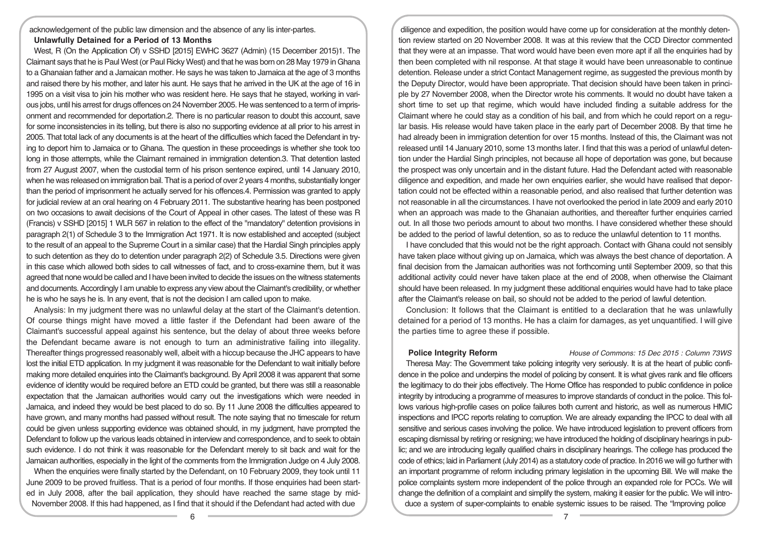acknowledgement of the public law dimension and the absence of any lis inter-partes.

**Unlawfully Detained for a Period of 13 Months**

West, R (On the Application Of) v SSHD [2015] EWHC 3627 (Admin) (15 December 2015)1. The Claimant says that he is Paul West (or Paul Ricky West) and that he was born on 28 May 1979 in Ghana to a Ghanaian father and a Jamaican mother. He says he was taken to Jamaica at the age of 3 months and raised there by his mother, and later his aunt. He says that he arrived in the UK at the age of 16 in 1995 on a visit visa to join his mother who was resident here. He says that he stayed, working in various jobs, until his arrest for drugs offences on 24 November 2005. He was sentenced to a term of imprisonment and recommended for deportation.2. There is no particular reason to doubt this account, save for some inconsistencies in its telling, but there is also no supporting evidence at all prior to his arrest in 2005. That total lack of any documents is at the heart of the difficulties which faced the Defendant in trying to deport him to Jamaica or to Ghana. The question in these proceedings is whether she took too long in those attempts, while the Claimant remained in immigration detention.3. That detention lasted from 27 August 2007, when the custodial term of his prison sentence expired, until 14 January 2010, when he was released on immigration bail. That is a period of over 2 years 4 months, substantially longer than the period of imprisonment he actually served for his offences.4. Permission was granted to apply for judicial review at an oral hearing on 4 February 2011. The substantive hearing has been postponed on two occasions to await decisions of the Court of Appeal in other cases. The latest of these was R (Francis) v SSHD [2015] 1 WLR 567 in relation to the effect of the "mandatory" detention provisions in paragraph 2(1) of Schedule 3 to the Immigration Act 1971. It is now established and accepted (subject to the result of an appeal to the Supreme Court in a similar case) that the Hardial Singh principles apply to such detention as they do to detention under paragraph 2(2) of Schedule 3.5. Directions were given in this case which allowed both sides to call witnesses of fact, and to cross-examine them, but it was agreed that none would be called and I have been invited to decide the issues on the witness statements and documents. Accordingly I am unable to express any view about the Claimant's credibility, or whether he is who he says he is. In any event, that is not the decision I am called upon to make.

Analysis: In my judgment there was no unlawful delay at the start of the Claimant's detention. Of course things might have moved a little faster if the Defendant had been aware of the Claimant's successful appeal against his sentence, but the delay of about three weeks before the Defendant became aware is not enough to turn an administrative failing into illegality. Thereafter things progressed reasonably well, albeit with a hiccup because the JHC appears to have lost the initial ETD application. In my judgment it was reasonable for the Defendant to wait initially before making more detailed enquiries into the Claimant's background. By April 2008 it was apparent that some evidence of identity would be required before an ETD could be granted, but there was still a reasonable expectation that the Jamaican authorities would carry out the investigations which were needed in Jamaica, and indeed they would be best placed to do so. By 11 June 2008 the difficulties appeared to have grown, and many months had passed without result. The note saying that no timescale for return could be given unless supporting evidence was obtained should, in my judgment, have prompted the Defendant to follow up the various leads obtained in interview and correspondence, and to seek to obtain such evidence. I do not think it was reasonable for the Defendant merely to sit back and wait for the Jamaican authorities, especially in the light of the comments from the Immigration Judge on 4 July 2008.

When the enquiries were finally started by the Defendant, on 10 February 2009, they took until 11 June 2009 to be proved fruitless. That is a period of four months. If those enquiries had been started in July 2008, after the bail application, they should have reached the same stage by mid-November 2008. If this had happened, as I find that it should if the Defendant had acted with due diligence and expedition, the position would have come up for consideration at the monthly detention review started on 20 November 2008. It was at this review that the CCD Director commented that they were at an impasse. That word would have been even more apt if all the enquiries had by then been completed with nil response. At that stage it would have been unreasonable to continue detention. Release under a strict Contact Management regime, as suggested the previous month by the Deputy Director, would have been appropriate. That decision should have been taken in principle by 27 November 2008, when the Director wrote his comments. It would no doubt have taken a short time to set up that regime, which would have included finding a suitable address for the Claimant where he could stay as a condition of his bail, and from which he could report on a regular basis. His release would have taken place in the early part of December 2008. By that time he had already been in immigration detention for over 15 months. Instead of this, the Claimant was not released until 14 January 2010, some 13 months later. I find that this was a period of unlawful detention under the Hardial Singh principles, not because all hope of deportation was gone, but because the prospect was only uncertain and in the distant future. Had the Defendant acted with reasonable diligence and expedition, and made her own enquiries earlier, she would have realised that deportation could not be effected within a reasonable period, and also realised that further detention was not reasonable in all the circumstances. I have not overlooked the period in late 2009 and early 2010 when an approach was made to the Ghanaian authorities, and thereafter further enquiries carried out. In all those two periods amount to about two months. I have considered whether these should be added to the period of lawful detention, so as to reduce the unlawful detention to 11 months.

I have concluded that this would not be the right approach. Contact with Ghana could not sensibly have taken place without giving up on Jamaica, which was always the best chance of deportation. A final decision from the Jamaican authorities was not forthcoming until September 2009, so that this additional activity could never have taken place at the end of 2008, when otherwise the Claimant should have been released. In my judgment these additional enquiries would have had to take place after the Claimant's release on bail, so should not be added to the period of lawful detention.

Conclusion: It follows that the Claimant is entitled to a declaration that he was unlawfully detained for a period of 13 months. He has a claim for damages, as yet unquantified. I will give the parties time to agree these if possible.

**Police Integrity Reform** *House of Commons: 15 Dec 2015 : Column 73WS*

Theresa May: The Government take policing integrity very seriously. It is at the heart of public confidence in the police and underpins the model of policing by consent. It is what gives rank and file officers the legitimacy to do their jobs effectively. The Home Office has responded to public confidence in police integrity by introducing a programme of measures to improve standards of conduct in the police. This follows various high-profile cases on police failures both current and historic, as well as numerous HMIC inspections and IPCC reports relating to corruption. We are already expanding the IPCC to deal with all sensitive and serious cases involving the police. We have introduced legislation to prevent officers from escaping dismissal by retiring or resigning; we have introduced the holding of disciplinary hearings in public; and we are introducing legally qualified chairs in disciplinary hearings. The college has produced the code of ethics; laid in Parliament (July 2014) as a statutory code of practice. In 2016 we will go further with an important programme of reform including primary legislation in the upcoming Bill. We will make the police complaints system more independent of the police through an expanded role for PCCs. We will change the definition of a complaint and simplify the system, making it easier for the public. We will introduce a system of super-complaints to enable systemic issues to be raised. The "Improving police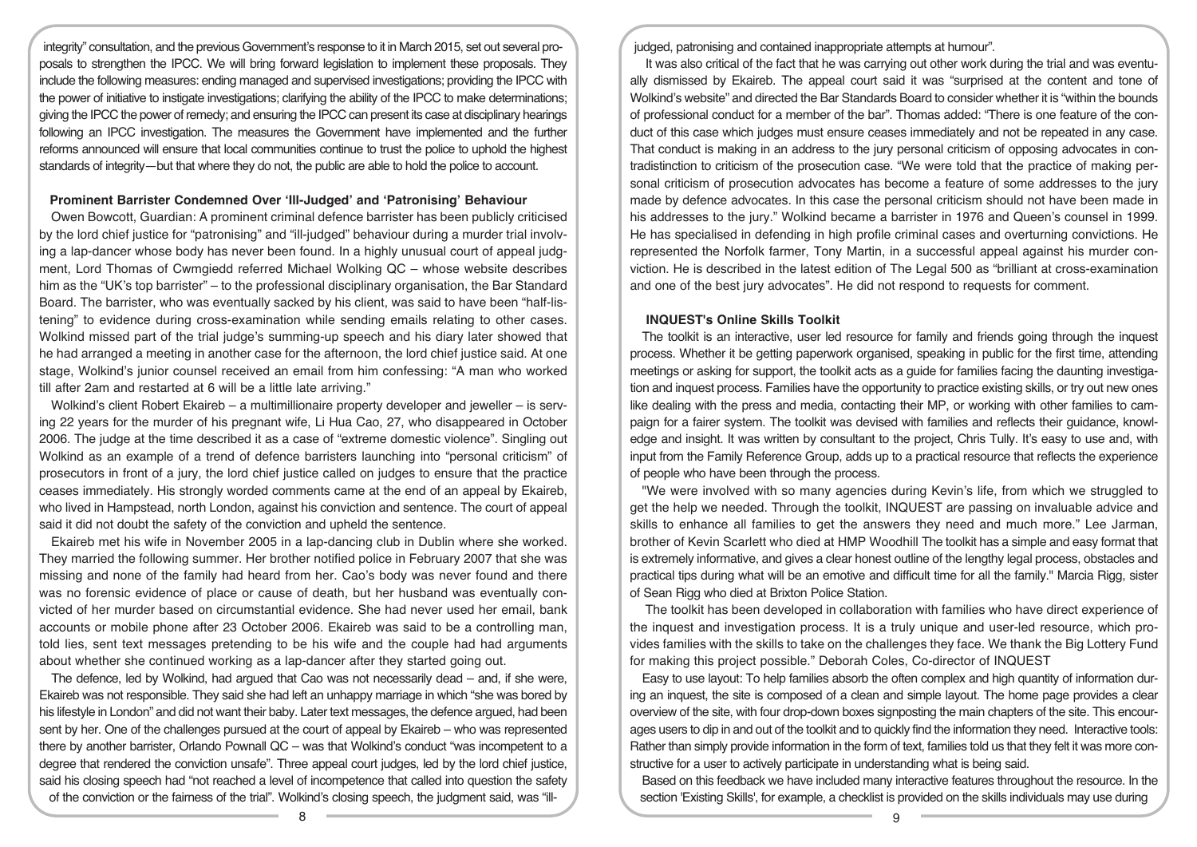integrity" consultation, and the previous Government's response to it in March 2015, set out several proposals to strengthen the IPCC. We will bring forward legislation to implement these proposals. They include the following measures: ending managed and supervised investigations; providing the IPCC with the power of initiative to instigate investigations; clarifying the ability of the IPCC to make determinations; giving the IPCC the power of remedy; and ensuring the IPCC can present its case at disciplinary hearings following an IPCC investigation. The measures the Government have implemented and the further reforms announced will ensure that local communities continue to trust the police to uphold the highest standards of integrity—but that where they do not, the public are able to hold the police to account.

### Prominent Barrister Condemned Over 'Ill-Judged' and 'Patronising' Behaviour

Owen Bowcott, Guardian: A prominent criminal defence barrister has been publicly criticised by the lord chief justice for "patronising" and "ill-judged" behaviour during a murder trial involving a lap-dancer whose body has never been found. In a highly unusual court of appeal judgment, Lord Thomas of Cwmgiedd referred Michael Wolking QC – whose website describes him as the "UK's top barrister" – to the professional disciplinary organisation, the Bar Standard Board. The barrister, who was eventually sacked by his client, was said to have been "half-listening" to evidence during cross-examination while sending emails relating to other cases. Wolkind missed part of the trial judge's summing-up speech and his diary later showed that he had arranged a meeting in another case for the afternoon, the lord chief justice said. At one stage, Wolkind's junior counsel received an email from him confessing: "A man who worked till after 2am and restarted at 6 will be a little late arriving."

Wolkind's client Robert Ekaireb – a multimillionaire property developer and jeweller – is serving 22 years for the murder of his pregnant wife, Li Hua Cao, 27, who disappeared in October 2006. The judge at the time described it as a case of "extreme domestic violence". Singling out Wolkind as an example of a trend of defence barristers launching into "personal criticism" of prosecutors in front of a jury, the lord chief justice called on judges to ensure that the practice ceases immediately. His strongly worded comments came at the end of an appeal by Ekaireb, who lived in Hampstead, north London, against his conviction and sentence. The court of appeal said it did not doubt the safety of the conviction and upheld the sentence.

Ekaireb met his wife in November 2005 in a lap-dancing club in Dublin where she worked. They married the following summer. Her brother notified police in February 2007 that she was missing and none of the family had heard from her. Cao's body was never found and there was no forensic evidence of place or cause of death, but her husband was eventually convicted of her murder based on circumstantial evidence. She had never used her email, bank accounts or mobile phone after 23 October 2006. Ekaireb was said to be a controlling man, told lies, sent text messages pretending to be his wife and the couple had had arguments about whether she continued working as a lap-dancer after they started going out.

The defence, led by Wolkind, had argued that Cao was not necessarily dead – and, if she were, Ekaireb was not responsible. They said she had left an unhappy marriage in which "she was bored by his lifestyle in London" and did not want their baby. Later text messages, the defence argued, had been sent by her. One of the challenges pursued at the court of appeal by Ekaireb – who was represented there by another barrister, Orlando Pownall QC – was that Wolkind's conduct "was incompetent to a degree that rendered the conviction unsafe". Three appeal court judges, led by the lord chief justice, said his closing speech had "not reached a level of incompetence that called into question the safety of the conviction or the fairness of the trial". Wolkind's closing speech, the judgment said, was "ill-judged, patronising and contained inappropriate attempts at humour".

It was also critical of the fact that he was carrying out other work during the trial and was eventually dismissed by Ekaireb. The appeal court said it was "surprised at the content and tone of Wolkind's website" and directed the Bar Standards Board to consider whether it is "within the bounds of professional conduct for a member of the bar". Thomas added: "There is one feature of the conduct of this case which judges must ensure ceases immediately and not be repeated in any case. That conduct is making in an address to the jury personal criticism of opposing advocates in contradistinction to criticism of the prosecution case. "We were told that the practice of making personal criticism of prosecution advocates has become a feature of some addresses to the jury made by defence advocates. In this case the personal criticism should not have been made in his addresses to the jury." Wolkind became a barrister in 1976 and Queen's counsel in 1999. He has specialised in defending in high profile criminal cases and overturning convictions. He represented the Norfolk farmer, Tony Martin, in a successful appeal against his murder conviction. He is described in the latest edition of The Legal 500 as "brilliant at cross-examination and one of the best jury advocates". He did not respond to requests for comment.

### INQUEST's Online Skills Toolkit

The toolkit is an interactive, user led resource for family and friends going through the inquest process. Whether it be getting paperwork organised, speaking in public for the first time, attending meetings or asking for support, the toolkit acts as a guide for families facing the daunting investigation and inquest process. Families have the opportunity to practice existing skills, or try out new ones like dealing with the press and media, contacting their MP, or working with other families to campaign for a fairer system. The toolkit was devised with families and reflects their guidance, knowledge and insight. It was written by consultant to the project, Chris Tully. It's easy to use and, with input from the Family Reference Group, adds up to a practical resource that reflects the experience of people who have been through the process.

"We were involved with so many agencies during Kevin's life, from which we struggled to get the help we needed. Through the toolkit, INQUEST are passing on invaluable advice and skills to enhance all families to get the answers they need and much more." Lee Jarman, brother of Kevin Scarlett who died at HMP Woodhill The toolkit has a simple and easy format that is extremely informative, and gives a clear honest outline of the lengthy legal process, obstacles and practical tips during what will be an emotive and difficult time for all the family." Marcia Rigg, sister of Sean Rigg who died at Brixton Police Station.

The toolkit has been developed in collaboration with families who have direct experience of the inquest and investigation process. It is a truly unique and user-led resource, which provides families with the skills to take on the challenges they face. We thank the Big Lottery Fund for making this project possible." Deborah Coles, Co-director of INQUEST

Easy to use layout: To help families absorb the often complex and high quantity of information during an inquest, the site is composed of a clean and simple layout. The home page provides a clear overview of the site, with four drop-down boxes signposting the main chapters of the site. This encourages users to dip in and out of the toolkit and to quickly find the information they need. Interactive tools: Rather than simply provide information in the form of text, families told us that they felt it was more constructive for a user to actively participate in understanding what is being said.

Based on this feedback we have included many interactive features throughout the resource. In the section 'Existing Skills', for example, a checklist is provided on the skills individuals may use during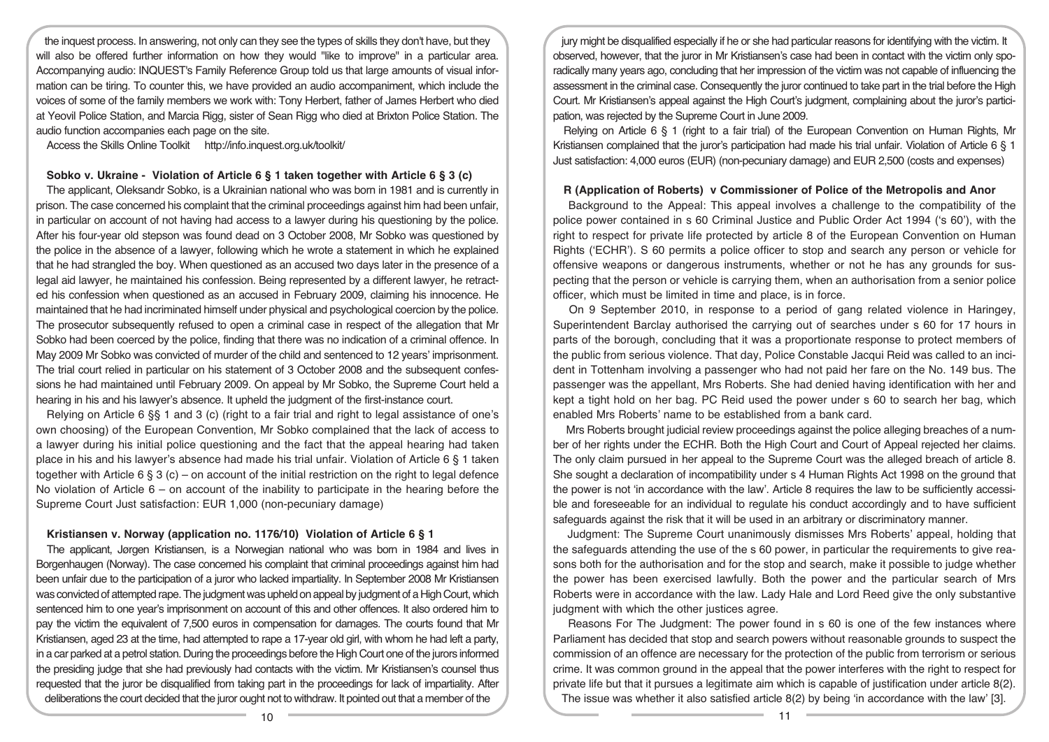the inquest process. In answering, not only can they see the types of skills they don't have, but they will also be offered further information on how they would "like to improve" in a particular area. Accompanying audio: INQUEST's Family Reference Group told us that large amounts of visual information can be tiring. To counter this, we have provided an audio accompaniment, which include the voices of some of the family members we work with: Tony Herbert, father of James Herbert who died at Yeovil Police Station, and Marcia Rigg, sister of Sean Rigg who died at Brixton Police Station. The audio function accompanies each page on the site.

Access the Skills Online Toolkit http://info.inquest.org.uk/toolkit/

**Sobko v. Ukraine - Violation of Article 6 § 1 taken together with Article 6 § 3 (c)**

The applicant, Oleksandr Sobko, is a Ukrainian national who was born in 1981 and is currently in prison. The case concerned his complaint that the criminal proceedings against him had been unfair, in particular on account of not having had access to a lawyer during his questioning by the police. After his four-year old stepson was found dead on 3 October 2008, Mr Sobko was questioned by the police in the absence of a lawyer, following which he wrote a statement in which he explained that he had strangled the boy. When questioned as an accused two days later in the presence of a legal aid lawyer, he maintained his confession. Being represented by a different lawyer, he retracted his confession when questioned as an accused in February 2009, claiming his innocence. He maintained that he had incriminated himself under physical and psychological coercion by the police. The prosecutor subsequently refused to open a criminal case in respect of the allegation that Mr Sobko had been coerced by the police, finding that there was no indication of a criminal offence. In May 2009 Mr Sobko was convicted of murder of the child and sentenced to 12 years' imprisonment. The trial court relied in particular on his statement of 3 October 2008 and the subsequent confessions he had maintained until February 2009. On appeal by Mr Sobko, the Supreme Court held a hearing in his and his lawyer's absence. It upheld the judgment of the first-instance court.

Relying on Article 6 §§ 1 and 3 (c) (right to a fair trial and right to legal assistance of one's own choosing) of the European Convention, Mr Sobko complained that the lack of access to a lawyer during his initial police questioning and the fact that the appeal hearing had taken place in his and his lawyer's absence had made his trial unfair. Violation of Article 6 § 1 taken together with Article 6 § 3 (c) – on account of the initial restriction on the right to legal defence No violation of Article 6 – on account of the inability to participate in the hearing before the Supreme Court Just satisfaction: EUR 1,000 (non-pecuniary damage)

**Kristiansen v. Norway (application no. 1176/10) Violation of Article 6 § 1**

The applicant, Jørgen Kristiansen, is a Norwegian national who was born in 1984 and lives in Borgenhaugen (Norway). The case concerned his complaint that criminal proceedings against him had been unfair due to the participation of a juror who lacked impartiality. In September 2008 Mr Kristiansen was convicted of attempted rape. The judgment was upheld on appeal by judgment of a High Court, which sentenced him to one year's imprisonment on account of this and other offences. It also ordered him to pay the victim the equivalent of 7,500 euros in compensation for damages. The courts found that Mr Kristiansen, aged 23 at the time, had attempted to rape a 17-year old girl, with whom he had left a party, in a car parked at a petrol station. During the proceedings before the High Court one of the jurors informed the presiding judge that she had previously had contacts with the victim. Mr Kristiansen's counsel thus requested that the juror be disqualified from taking part in the proceedings for lack of impartiality. After deliberations the court decided that the juror ought not to withdraw. It pointed out that a member of the jury might be disqualified especially if he or she had particular reasons for identifying with the victim. It observed, however, that the juror in Mr Kristiansen's case had been in contact with the victim only sporadically many years ago, concluding that her impression of the victim was not capable of influencing the assessment in the criminal case. Consequently the juror continued to take part in the trial before the High Court. Mr Kristiansen's appeal against the High Court's judgment, complaining about the juror's participation, was rejected by the Supreme Court in June 2009.

Relying on Article 6 § 1 (right to a fair trial) of the European Convention on Human Rights, Mr Kristiansen complained that the juror's participation had made his trial unfair. Violation of Article 6 § 1 Just satisfaction: 4,000 euros (EUR) (non-pecuniary damage) and EUR 2,500 (costs and expenses)

**R (Application of Roberts) v Commissioner of Police of the Metropolis and Anor**

Background to the Appeal: This appeal involves a challenge to the compatibility of the police power contained in s 60 Criminal Justice and Public Order Act 1994 ('s 60'), with the right to respect for private life protected by article 8 of the European Convention on Human Rights ('ECHR'). S 60 permits a police officer to stop and search any person or vehicle for offensive weapons or dangerous instruments, whether or not he has any grounds for suspecting that the person or vehicle is carrying them, when an authorisation from a senior police officer, which must be limited in time and place, is in force.

On 9 September 2010, in response to a period of gang related violence in Haringey, Superintendent Barclay authorised the carrying out of searches under s 60 for 17 hours in parts of the borough, concluding that it was a proportionate response to protect members of the public from serious violence. That day, Police Constable Jacqui Reid was called to an incident in Tottenham involving a passenger who had not paid her fare on the No. 149 bus. The passenger was the appellant, Mrs Roberts. She had denied having identification with her and kept a tight hold on her bag. PC Reid used the power under s 60 to search her bag, which enabled Mrs Roberts' name to be established from a bank card.

Mrs Roberts brought judicial review proceedings against the police alleging breaches of a number of her rights under the ECHR. Both the High Court and Court of Appeal rejected her claims. The only claim pursued in her appeal to the Supreme Court was the alleged breach of article 8. She sought a declaration of incompatibility under s 4 Human Rights Act 1998 on the ground that the power is not 'in accordance with the law'. Article 8 requires the law to be sufficiently accessible and foreseeable for an individual to regulate his conduct accordingly and to have sufficient safeguards against the risk that it will be used in an arbitrary or discriminatory manner.

Judgment: The Supreme Court unanimously dismisses Mrs Roberts' appeal, holding that the safeguards attending the use of the s 60 power, in particular the requirements to give reasons both for the authorisation and for the stop and search, make it possible to judge whether the power has been exercised lawfully. Both the power and the particular search of Mrs Roberts were in accordance with the law. Lady Hale and Lord Reed give the only substantive judgment with which the other justices agree.

Reasons For The Judgment: The power found in s 60 is one of the few instances where Parliament has decided that stop and search powers without reasonable grounds to suspect the commission of an offence are necessary for the protection of the public from terrorism or serious crime. It was common ground in the appeal that the power interferes with the right to respect for private life but that it pursues a legitimate aim which is capable of justification under article 8(2). The issue was whether it also satisfied article 8(2) by being 'in accordance with the law' [3].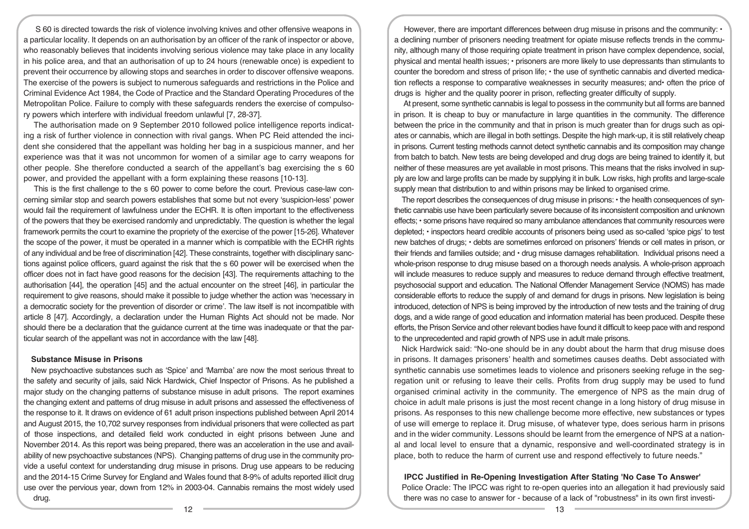S 60 is directed towards the risk of violence involving knives and other offensive weapons in a particular locality. It depends on an authorisation by an officer of the rank of inspector or above, who reasonably believes that incidents involving serious violence may take place in any locality in his police area, and that an authorisation of up to 24 hours (renewable once) is expedient to prevent their occurrence by allowing stops and searches in order to discover offensive weapons. The exercise of the powers is subject to numerous safeguards and restrictions in the Police and Criminal Evidence Act 1984, the Code of Practice and the Standard Operating Procedures of the Metropolitan Police. Failure to comply with these safeguards renders the exercise of compulsory powers which interfere with individual freedom unlawful [7, 28-37].

The authorisation made on 9 September 2010 followed police intelligence reports indicating a risk of further violence in connection with rival gangs. When PC Reid attended the incident she considered that the appellant was holding her bag in a suspicious manner, and her experience was that it was not uncommon for women of a similar age to carry weapons for other people. She therefore conducted a search of the appellant's bag exercising the s 60 power, and provided the appellant with a form explaining these reasons [10-13].

This is the first challenge to the s 60 power to come before the court. Previous case-law concerning similar stop and search powers establishes that some but not every 'suspicion-less' power would fail the requirement of lawfulness under the ECHR. It is often important to the effectiveness of the powers that they be exercised randomly and unpredictably. The question is whether the legal framework permits the court to examine the propriety of the exercise of the power [15-26]. Whatever the scope of the power, it must be operated in a manner which is compatible with the ECHR rights of any individual and be free of discrimination [42]. These constraints, together with disciplinary sanctions against police officers, guard against the risk that the s 60 power will be exercised when the officer does not in fact have good reasons for the decision [43]. The requirements attaching to the authorisation [44], the operation [45] and the actual encounter on the street [46], in particular the requirement to give reasons, should make it possible to judge whether the action was 'necessary in a democratic society for the prevention of disorder or crime'. The law itself is not incompatible with article 8 [47]. Accordingly, a declaration under the Human Rights Act should not be made. Nor should there be a declaration that the guidance current at the time was inadequate or that the particular search of the appellant was not in accordance with the law [48].

## Substance Misuse in Prisons

New psychoactive substances such as 'Spice' and 'Mamba' are now the most serious threat to the safety and security of jails, said Nick Hardwick, Chief Inspector of Prisons. As he published a major study on the changing patterns of substance misuse in adult prisons. The report examines the changing extent and patterns of drug misuse in adult prisons and assessed the effectiveness of the response to it. It draws on evidence of 61 adult prison inspections published between April 2014 and August 2015, the 10,702 survey responses from individual prisoners that were collected as part of those inspections, and detailed field work conducted in eight prisons between June and November 2014. As this report was being prepared, there was an acceleration in the use and availability of new psychoactive substances (NPS). Changing patterns of drug use in the community provide a useful context for understanding drug misuse in prisons. Drug use appears to be reducing and the 2014-15 Crime Survey for England and Wales found that 8-9% of adults reported illicit drug use over the pervious year, down from 12% in 2003-04. Cannabis remains the most widely used drug.

However, there are important differences between drug misuse in prisons and the community:

- a declining number of prisoners needing treatment for opiate misuse reflects trends in the community, although many of those requiring opiate treatment in prison have complex dependence, social, physical and mental health issues;
- prisoners are more likely to use depressants than stimulants to counter the boredom and stress of prison life;
- the use of synthetic cannabis and diverted medication reflects a response to comparative weaknesses in security measures; and
- often the price of drugs is higher and the quality poorer in prison, reflecting greater difficulty of supply.

At present, some synthetic cannabis is legal to possess in the community but all forms are banned in prison. It is cheap to buy or manufacture in large quantities in the community. The difference between the price in the community and that in prison is much greater than for drugs such as opiates or cannabis, which are illegal in both settings. Despite the high mark-up, it is still relatively cheap in prisons. Current testing methods cannot detect synthetic cannabis and its composition may change from batch to batch. New tests are being developed and drug dogs are being trained to identify it, but neither of these measures are yet available in most prisons. This means that the risks involved in supply are low and large profits can be made by supplying it in bulk. Low risks, high profits and large-scale supply mean that distribution to and within prisons may be linked to organised crime.

The report describes the consequences of drug misuse in prisons:

- the health consequences of synthetic cannabis use have been particularly severe because of its inconsistent composition and unknown effects;
- some prisons have required so many ambulance attendances that community resources were depleted;
- inspectors heard credible accounts of prisoners being used as so-called 'spice pigs' to test new batches of drugs;
- debts are sometimes enforced on prisoners' friends or cell mates in prison, or their friends and families outside; and
- drug misuse damages rehabilitation.

Individual prisons need a whole-prison response to drug misuse based on a thorough needs analysis. A whole-prison approach will include measures to reduce supply and measures to reduce demand through effective treatment, psychosocial support and education. The National Offender Management Service (NOMS) has made considerable efforts to reduce the supply of and demand for drugs in prisons. New legislation is being introduced, detection of NPS is being improved by the introduction of new tests and the training of drug dogs, and a wide range of good education and information material has been produced. Despite these efforts, the Prison Service and other relevant bodies have found it difficult to keep pace with and respond to the unprecedented and rapid growth of NPS use in adult male prisons.

Nick Hardwick said: "No-one should be in any doubt about the harm that drug misuse does in prisons. It damages prisoners' health and sometimes causes deaths. Debt associated with synthetic cannabis use sometimes leads to violence and prisoners seeking refuge in the segregation unit or refusing to leave their cells. Profits from drug supply may be used to fund organised criminal activity in the community. The emergence of NPS as the main drug of choice in adult male prisons is just the most recent change in a long history of drug misuse in prisons. As responses to this new challenge become more effective, new substances or types of use will emerge to replace it. Drug misuse, of whatever type, does serious harm in prisons and in the wider community. Lessons should be learnt from the emergence of NPS at a national and local level to ensure that a dynamic, responsive and well-coordinated strategy is in place, both to reduce the harm of current use and respond effectively to future needs."

## IPCC Justified in Re-Opening Investigation After Stating 'No Case To Answer'

Police Oracle: The IPCC was right to re-open queries into an allegation it had previously said there was no case to answer for - because of a lack of "robustness" in its own first investi-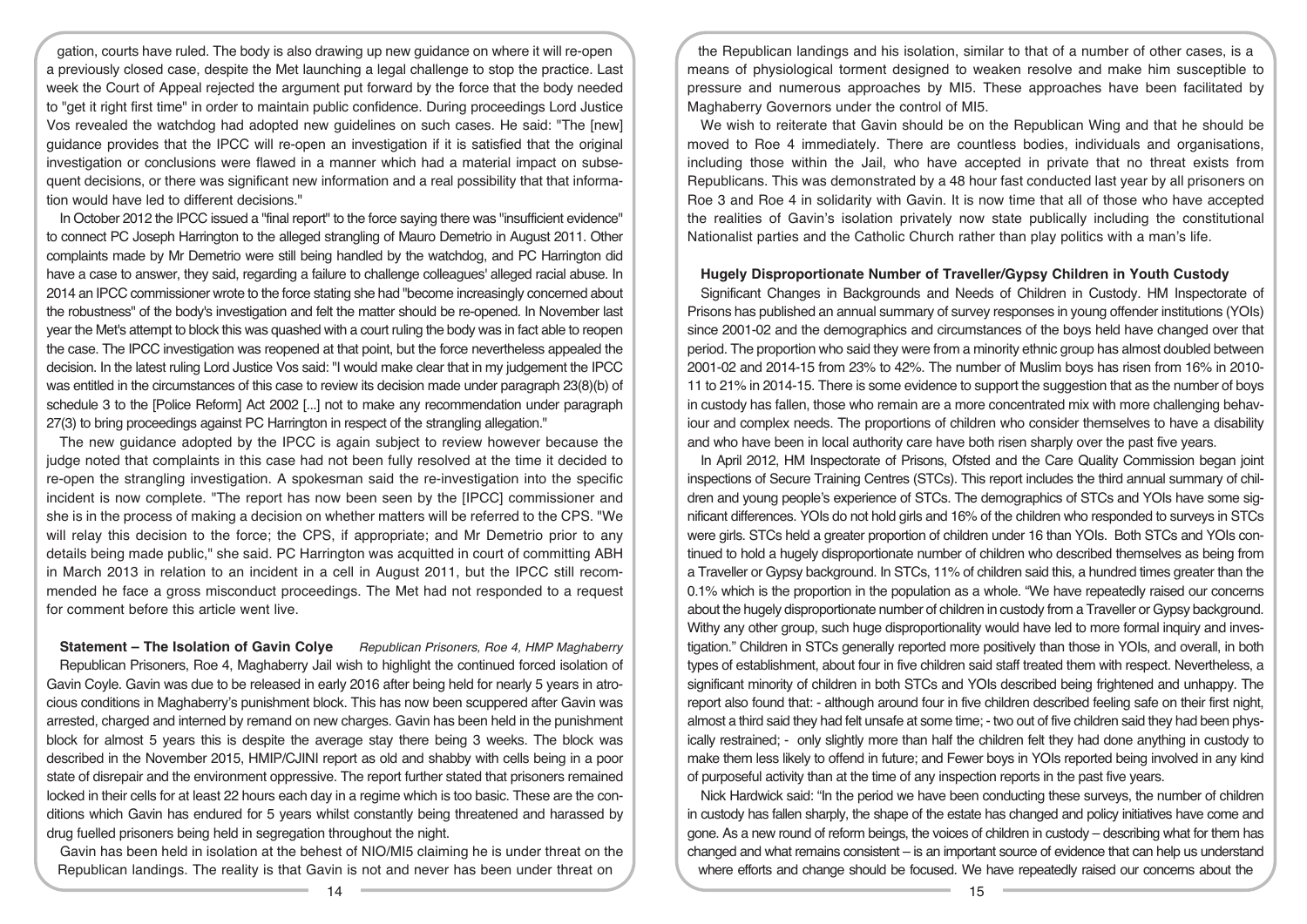gation, courts have ruled. The body is also drawing up new guidance on where it will re-open a previously closed case, despite the Met launching a legal challenge to stop the practice. Last week the Court of Appeal rejected the argument put forward by the force that the body needed to "get it right first time" in order to maintain public confidence. During proceedings Lord Justice Vos revealed the watchdog had adopted new guidelines on such cases. He said: "The [new] guidance provides that the IPCC will re-open an investigation if it is satisfied that the original investigation or conclusions were flawed in a manner which had a material impact on subsequent decisions, or there was significant new information and a real possibility that that information would have led to different decisions."

In October 2012 the IPCC issued a "final report" to the force saying there was "insufficient evidence" to connect PC Joseph Harrington to the alleged strangling of Mauro Demetrio in August 2011. Other complaints made by Mr Demetrio were still being handled by the watchdog, and PC Harrington did have a case to answer, they said, regarding a failure to challenge colleagues' alleged racial abuse. In 2014 an IPCC commissioner wrote to the force stating she had "become increasingly concerned about the robustness" of the body's investigation and felt the matter should be re-opened. In November last year the Met's attempt to block this was quashed with a court ruling the body was in fact able to reopen the case. The IPCC investigation was reopened at that point, but the force nevertheless appealed the decision. In the latest ruling Lord Justice Vos said: "I would make clear that in my judgement the IPCC was entitled in the circumstances of this case to review its decision made under paragraph 23(8)(b) of schedule 3 to the [Police Reform] Act 2002 [...] not to make any recommendation under paragraph 27(3) to bring proceedings against PC Harrington in respect of the strangling allegation."

The new guidance adopted by the IPCC is again subject to review however because the judge noted that complaints in this case had not been fully resolved at the time it decided to re-open the strangling investigation. A spokesman said the re-investigation into the specific incident is now complete. "The report has now been seen by the [IPCC] commissioner and she is in the process of making a decision on whether matters will be referred to the CPS. "We will relay this decision to the force; the CPS, if appropriate; and Mr Demetrio prior to any details being made public," she said. PC Harrington was acquitted in court of committing ABH in March 2013 in relation to an incident in a cell in August 2011, but the IPCC still recommended he face a gross misconduct proceedings. The Met had not responded to a request for comment before this article went live.

**Statement – The Isolation of Gavin Colye** *Republican Prisoners, Roe 4, HMP Maghaberry*

Republican Prisoners, Roe 4, Maghaberry Jail wish to highlight the continued forced isolation of Gavin Coyle. Gavin was due to be released in early 2016 after being held for nearly 5 years in atrocious conditions in Maghaberry's punishment block. This has now been scuppered after Gavin was arrested, charged and interned by remand on new charges. Gavin has been held in the punishment block for almost 5 years this is despite the average stay there being 3 weeks. The block was described in the November 2015, HMIP/CJINI report as old and shabby with cells being in a poor state of disrepair and the environment oppressive. The report further stated that prisoners remained locked in their cells for at least 22 hours each day in a regime which is too basic. These are the conditions which Gavin has endured for 5 years whilst constantly being threatened and harassed by drug fuelled prisoners being held in segregation throughout the night.

Gavin has been held in isolation at the behest of NIO/MI5 claiming he is under threat on the Republican landings. The reality is that Gavin is not and never has been under threat on the Republican landings and his isolation, similar to that of a number of other cases, is a means of physiological torment designed to weaken resolve and make him susceptible to pressure and numerous approaches by MI5. These approaches have been facilitated by Maghaberry Governors under the control of MI5.

We wish to reiterate that Gavin should be on the Republican Wing and that he should be moved to Roe 4 immediately. There are countless bodies, individuals and organisations, including those within the Jail, who have accepted in private that no threat exists from Republicans. This was demonstrated by a 48 hour fast conducted last year by all prisoners on Roe 3 and Roe 4 in solidarity with Gavin. It is now time that all of those who have accepted the realities of Gavin's isolation privately now state publically including the constitutional Nationalist parties and the Catholic Church rather than play politics with a man's life.

**Hugely Disproportionate Number of Traveller/Gypsy Children in Youth Custody**

Significant Changes in Backgrounds and Needs of Children in Custody. HM Inspectorate of Prisons has published an annual summary of survey responses in young offender institutions (YOIs) since 2001-02 and the demographics and circumstances of the boys held have changed over that period. The proportion who said they were from a minority ethnic group has almost doubled between 2001-02 and 2014-15 from 23% to 42%. The number of Muslim boys has risen from 16% in 2010-11 to 21% in 2014-15. There is some evidence to support the suggestion that as the number of boys in custody has fallen, those who remain are a more concentrated mix with more challenging behaviour and complex needs. The proportions of children who consider themselves to have a disability and who have been in local authority care have both risen sharply over the past five years.

In April 2012, HM Inspectorate of Prisons, Ofsted and the Care Quality Commission began joint inspections of Secure Training Centres (STCs). This report includes the third annual summary of children and young people's experience of STCs. The demographics of STCs and YOIs have some significant differences. YOIs do not hold girls and 16% of the children who responded to surveys in STCs were girls. STCs held a greater proportion of children under 16 than YOIs. Both STCs and YOIs continued to hold a hugely disproportionate number of children who described themselves as being from a Traveller or Gypsy background. In STCs, 11% of children said this, a hundred times greater than the 0.1% which is the proportion in the population as a whole. "We have repeatedly raised our concerns about the hugely disproportionate number of children in custody from a Traveller or Gypsy background. Withy any other group, such huge disproportionality would have led to more formal inquiry and investigation." Children in STCs generally reported more positively than those in YOIs, and overall, in both types of establishment, about four in five children said staff treated them with respect. Nevertheless, a significant minority of children in both STCs and YOIs described being frightened and unhappy. The report also found that: - although around four in five children described feeling safe on their first night, almost a third said they had felt unsafe at some time; - two out of five children said they had been physically restrained; - only slightly more than half the children felt they had done anything in custody to make them less likely to offend in future; and Fewer boys in YOIs reported being involved in any kind of purposeful activity than at the time of any inspection reports in the past five years.

Nick Hardwick said: "In the period we have been conducting these surveys, the number of children in custody has fallen sharply, the shape of the estate has changed and policy initiatives have come and gone. As a new round of reform beings, the voices of children in custody – describing what for them has changed and what remains consistent – is an important source of evidence that can help us understand where efforts and change should be focused. We have repeatedly raised our concerns about the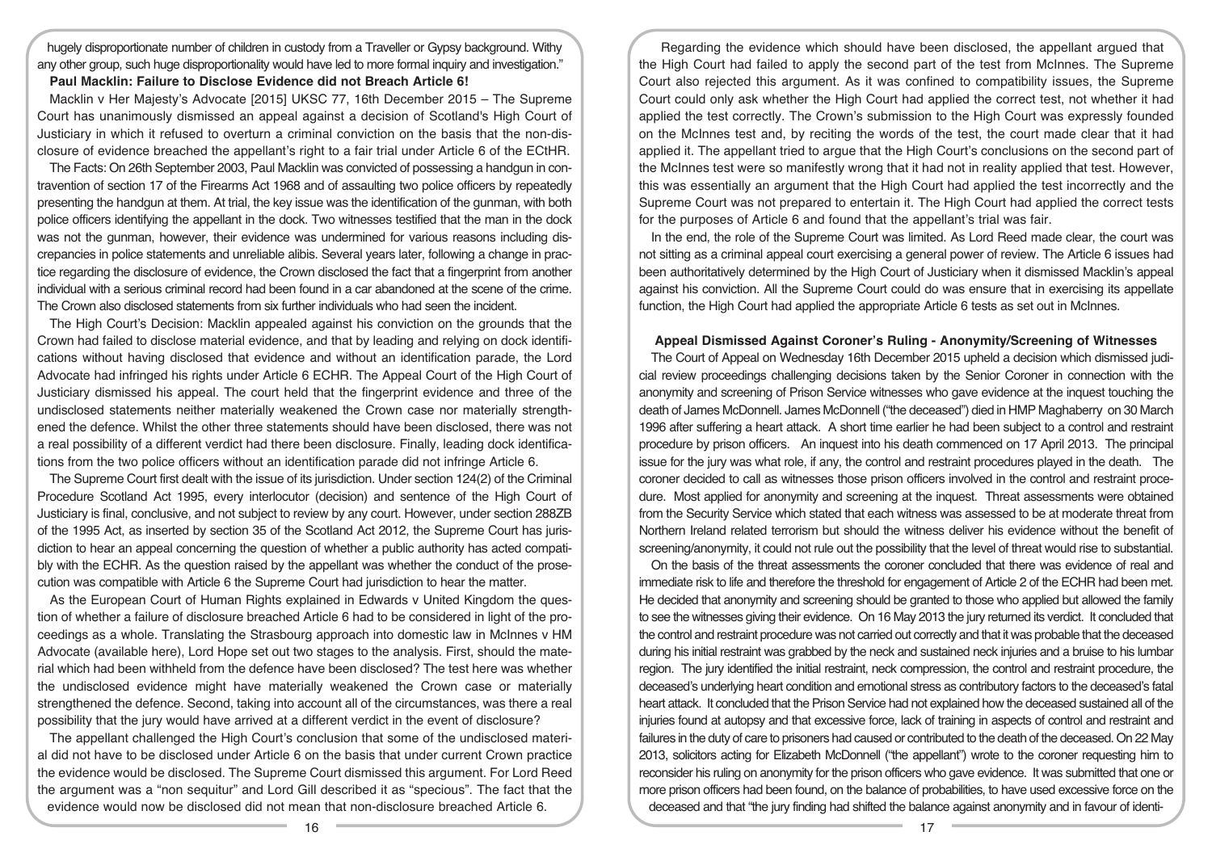hugely disproportionate number of children in custody from a Traveller or Gypsy background. Withy any other group, such huge disproportionality would have led to more formal inquiry and investigation."

**Paul Macklin: Failure to Disclose Evidence did not Breach Article 6!**

Macklin v Her Majesty's Advocate [2015] UKSC 77, 16th December 2015 – The Supreme Court has unanimously dismissed an appeal against a decision of Scotland's High Court of Justiciary in which it refused to overturn a criminal conviction on the basis that the non-disclosure of evidence breached the appellant's right to a fair trial under Article 6 of the ECtHR.

The Facts: On 26th September 2003, Paul Macklin was convicted of possessing a handgun in contravention of section 17 of the Firearms Act 1968 and of assaulting two police officers by repeatedly presenting the handgun at them. At trial, the key issue was the identification of the gunman, with both police officers identifying the appellant in the dock. Two witnesses testified that the man in the dock was not the gunman, however, their evidence was undermined for various reasons including discrepancies in police statements and unreliable alibis. Several years later, following a change in practice regarding the disclosure of evidence, the Crown disclosed the fact that a fingerprint from another individual with a serious criminal record had been found in a car abandoned at the scene of the crime. The Crown also disclosed statements from six further individuals who had seen the incident.

The High Court's Decision: Macklin appealed against his conviction on the grounds that the Crown had failed to disclose material evidence, and that by leading and relying on dock identifications without having disclosed that evidence and without an identification parade, the Lord Advocate had infringed his rights under Article 6 ECHR. The Appeal Court of the High Court of Justiciary dismissed his appeal. The court held that the fingerprint evidence and three of the undisclosed statements neither materially weakened the Crown case nor materially strengthened the defence. Whilst the other three statements should have been disclosed, there was not a real possibility of a different verdict had there been disclosure. Finally, leading dock identifications from the two police officers without an identification parade did not infringe Article 6.

The Supreme Court first dealt with the issue of its jurisdiction. Under section 124(2) of the Criminal Procedure Scotland Act 1995, every interlocutor (decision) and sentence of the High Court of Justiciary is final, conclusive, and not subject to review by any court. However, under section 288ZB of the 1995 Act, as inserted by section 35 of the Scotland Act 2012, the Supreme Court has jurisdiction to hear an appeal concerning the question of whether a public authority has acted compatibly with the ECHR. As the question raised by the appellant was whether the conduct of the prosecution was compatible with Article 6 the Supreme Court had jurisdiction to hear the matter.

As the European Court of Human Rights explained in Edwards v United Kingdom the question of whether a failure of disclosure breached Article 6 had to be considered in light of the proceedings as a whole. Translating the Strasbourg approach into domestic law in McInnes v HM Advocate (available here), Lord Hope set out two stages to the analysis. First, should the material which had been withheld from the defence have been disclosed? The test here was whether the undisclosed evidence might have materially weakened the Crown case or materially strengthened the defence. Second, taking into account all of the circumstances, was there a real possibility that the jury would have arrived at a different verdict in the event of disclosure?

The appellant challenged the High Court's conclusion that some of the undisclosed material did not have to be disclosed under Article 6 on the basis that under current Crown practice the evidence would be disclosed. The Supreme Court dismissed this argument. For Lord Reed the argument was a "non sequitur" and Lord Gill described it as "specious". The fact that the evidence would now be disclosed did not mean that non-disclosure breached Article 6.

Regarding the evidence which should have been disclosed, the appellant argued that the High Court had failed to apply the second part of the test from McInnes. The Supreme Court also rejected this argument. As it was confined to compatibility issues, the Supreme Court could only ask whether the High Court had applied the correct test, not whether it had applied the test correctly. The Crown's submission to the High Court was expressly founded on the McInnes test and, by reciting the words of the test, the court made clear that it had applied it. The appellant tried to argue that the High Court's conclusions on the second part of the McInnes test were so manifestly wrong that it had not in reality applied that test. However, this was essentially an argument that the High Court had applied the test incorrectly and the Supreme Court was not prepared to entertain it. The High Court had applied the correct tests for the purposes of Article 6 and found that the appellant's trial was fair.

In the end, the role of the Supreme Court was limited. As Lord Reed made clear, the court was not sitting as a criminal appeal court exercising a general power of review. The Article 6 issues had been authoritatively determined by the High Court of Justiciary when it dismissed Macklin's appeal against his conviction. All the Supreme Court could do was ensure that in exercising its appellate function, the High Court had applied the appropriate Article 6 tests as set out in McInnes.

**Appeal Dismissed Against Coroner's Ruling - Anonymity/Screening of Witnesses**

The Court of Appeal on Wednesday 16th December 2015 upheld a decision which dismissed judicial review proceedings challenging decisions taken by the Senior Coroner in connection with the anonymity and screening of Prison Service witnesses who gave evidence at the inquest touching the death of James McDonnell. James McDonnell ("the deceased") died in HMP Maghaberry on 30 March 1996 after suffering a heart attack. A short time earlier he had been subject to a control and restraint procedure by prison officers. An inquest into his death commenced on 17 April 2013. The principal issue for the jury was what role, if any, the control and restraint procedures played in the death. The coroner decided to call as witnesses those prison officers involved in the control and restraint procedure. Most applied for anonymity and screening at the inquest. Threat assessments were obtained from the Security Service which stated that each witness was assessed to be at moderate threat from Northern Ireland related terrorism but should the witness deliver his evidence without the benefit of screening/anonymity, it could not rule out the possibility that the level of threat would rise to substantial.

On the basis of the threat assessments the coroner concluded that there was evidence of real and immediate risk to life and therefore the threshold for engagement of Article 2 of the ECHR had been met. He decided that anonymity and screening should be granted to those who applied but allowed the family to see the witnesses giving their evidence. On 16 May 2013 the jury returned its verdict. It concluded that the control and restraint procedure was not carried out correctly and that it was probable that the deceased during his initial restraint was grabbed by the neck and sustained neck injuries and a bruise to his lumbar region. The jury identified the initial restraint, neck compression, the control and restraint procedure, the deceased's underlying heart condition and emotional stress as contributory factors to the deceased's fatal heart attack. It concluded that the Prison Service had not explained how the deceased sustained all of the injuries found at autopsy and that excessive force, lack of training in aspects of control and restraint and failures in the duty of care to prisoners had caused or contributed to the death of the deceased. On 22 May 2013, solicitors acting for Elizabeth McDonnell ("the appellant") wrote to the coroner requesting him to reconsider his ruling on anonymity for the prison officers who gave evidence. It was submitted that one or more prison officers had been found, on the balance of probabilities, to have used excessive force on the deceased and that "the jury finding had shifted the balance against anonymity and in favour of identi-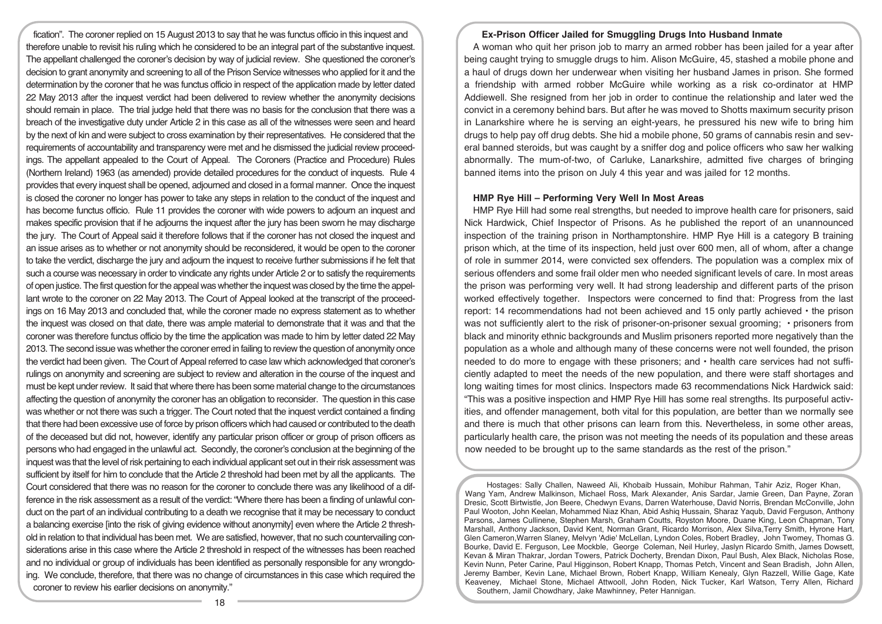fication". The coroner replied on 15 August 2013 to say that he was functus officio in this inquest and therefore unable to revisit his ruling which he considered to be an integral part of the substantive inquest. The appellant challenged the coroner's decision by way of judicial review. She questioned the coroner's decision to grant anonymity and screening to all of the Prison Service witnesses who applied for it and the determination by the coroner that he was functus officio in respect of the application made by letter dated 22 May 2013 after the inquest verdict had been delivered to review whether the anonymity decisions should remain in place. The trial judge held that there was no basis for the conclusion that there was a breach of the investigative duty under Article 2 in this case as all of the witnesses were seen and heard by the next of kin and were subject to cross examination by their representatives. He considered that the requirements of accountability and transparency were met and he dismissed the judicial review proceedings. The appellant appealed to the Court of Appeal. The Coroners (Practice and Procedure) Rules (Northern Ireland) 1963 (as amended) provide detailed procedures for the conduct of inquests. Rule 4 provides that every inquest shall be opened, adjourned and closed in a formal manner. Once the inquest is closed the coroner no longer has power to take any steps in relation to the conduct of the inquest and has become functus officio. Rule 11 provides the coroner with wide powers to adjourn an inquest and makes specific provision that if he adjourns the inquest after the jury has been sworn he may discharge the jury. The Court of Appeal said it therefore follows that if the coroner has not closed the inquest and an issue arises as to whether or not anonymity should be reconsidered, it would be open to the coroner to take the verdict, discharge the jury and adjourn the inquest to receive further submissions if he felt that such a course was necessary in order to vindicate any rights under Article 2 or to satisfy the requirements of open justice. The first question for the appeal was whether the inquest was closed by the time the appellant wrote to the coroner on 22 May 2013. The Court of Appeal looked at the transcript of the proceedings on 16 May 2013 and concluded that, while the coroner made no express statement as to whether the inquest was closed on that date, there was ample material to demonstrate that it was and that the coroner was therefore functus officio by the time the application was made to him by letter dated 22 May 2013. The second issue was whether the coroner erred in failing to review the question of anonymity once the verdict had been given. The Court of Appeal referred to case law which acknowledged that coroner's rulings on anonymity and screening are subject to review and alteration in the course of the inquest and must be kept under review. It said that where there has been some material change to the circumstances affecting the question of anonymity the coroner has an obligation to reconsider. The question in this case was whether or not there was such a trigger. The Court noted that the inquest verdict contained a finding that there had been excessive use of force by prison officers which had caused or contributed to the death of the deceased but did not, however, identify any particular prison officer or group of prison officers as persons who had engaged in the unlawful act. Secondly, the coroner's conclusion at the beginning of the inquest was that the level of risk pertaining to each individual applicant set out in their risk assessment was sufficient by itself for him to conclude that the Article 2 threshold had been met by all the applicants. The Court considered that there was no reason for the coroner to conclude there was any likelihood of a difference in the risk assessment as a result of the verdict: "Where there has been a finding of unlawful conduct on the part of an individual contributing to a death we recognise that it may be necessary to conduct a balancing exercise [into the risk of giving evidence without anonymity] even where the Article 2 threshold in relation to that individual has been met. We are satisfied, however, that no such countervailing considerations arise in this case where the Article 2 threshold in respect of the witnesses has been reached and no individual or group of individuals has been identified as personally responsible for any wrongdoing. We conclude, therefore, that there was no change of circumstances in this case which required the coroner to review his earlier decisions on anonymity."

## Ex-Prison Officer Jailed for Smuggling Drugs Into Husband Inmate

A woman who quit her prison job to marry an armed robber has been jailed for a year after being caught trying to smuggle drugs to him. Alison McGuire, 45, stashed a mobile phone and a haul of drugs down her underwear when visiting her husband James in prison. She formed a friendship with armed robber McGuire while working as a risk co-ordinator at HMP Addiewell. She resigned from her job in order to continue the relationship and later wed the convict in a ceremony behind bars. But after he was moved to Shotts maximum security prison in Lanarkshire where he is serving an eight-years, he pressured his new wife to bring him drugs to help pay off drug debts. She hid a mobile phone, 50 grams of cannabis resin and several banned steroids, but was caught by a sniffer dog and police officers who saw her walking abnormally. The mum-of-two, of Carluke, Lanarkshire, admitted five charges of bringing banned items into the prison on July 4 this year and was jailed for 12 months.

## HMP Rye Hill – Performing Very Well In Most Areas

HMP Rye Hill had some real strengths, but needed to improve health care for prisoners, said Nick Hardwick, Chief Inspector of Prisons. As he published the report of an unannounced inspection of the training prison in Northamptonshire. HMP Rye Hill is a category B training prison which, at the time of its inspection, held just over 600 men, all of whom, after a change of role in summer 2014, were convicted sex offenders. The population was a complex mix of serious offenders and some frail older men who needed significant levels of care. In most areas the prison was performing very well. It had strong leadership and different parts of the prison worked effectively together. Inspectors were concerned to find that: Progress from the last report: 14 recommendations had not been achieved and 15 only partly achieved • the prison was not sufficiently alert to the risk of prisoner-on-prisoner sexual grooming; • prisoners from black and minority ethnic backgrounds and Muslim prisoners reported more negatively than the population as a whole and although many of these concerns were not well founded, the prison needed to do more to engage with these prisoners; and • health care services had not sufficiently adapted to meet the needs of the new population, and there were staff shortages and long waiting times for most clinics. Inspectors made 63 recommendations Nick Hardwick said: "This was a positive inspection and HMP Rye Hill has some real strengths. Its purposeful activities, and offender management, both vital for this population, are better than we normally see and there is much that other prisons can learn from this. Nevertheless, in some other areas, particularly health care, the prison was not meeting the needs of its population and these areas now needed to be brought up to the same standards as the rest of the prison."

Hostages: Sally Challen, Naweed Ali, Khobaib Hussain, Mohibur Rahman, Tahir Aziz, Roger Khan, Wang Yam, Andrew Malkinson, Michael Ross, Mark Alexander, Anis Sardar, Jamie Green, Dan Payne, Zoran Dresic, Scott Birtwistle, Jon Beere, Chedwyn Evans, Darren Waterhouse, David Norris, Brendan McConville, John Paul Wooton, John Keelan, Mohammed Niaz Khan, Abid Ashiq Hussain, Sharaz Yaqub, David Ferguson, Anthony Parsons, James Cullinene, Stephen Marsh, Graham Coutts, Royston Moore, Duane King, Leon Chapman, Tony Marshall, Anthony Jackson, David Kent, Norman Grant, Ricardo Morrison, Alex Silva,Terry Smith, Hyrone Hart, Glen Cameron,Warren Slaney, Melvyn 'Adie' McLellan, Lyndon Coles, Robert Bradley, John Twomey, Thomas G. Bourke, David E. Ferguson, Lee Mockble, George Coleman, Neil Hurley, Jaslyn Ricardo Smith, James Dowsett, Kevan & Miran Thakrar, Jordan Towers, Patrick Docherty, Brendan Dixon, Paul Bush, Alex Black, Nicholas Rose, Kevin Nunn, Peter Carine, Paul Higginson, Robert Knapp, Thomas Petch, Vincent and Sean Bradish, John Allen, Jeremy Bamber, Kevin Lane, Michael Brown, Robert Knapp, William Kenealy, Glyn Razzell, Willie Gage, Kate Keaveney, Michael Stone, Michael Attwooll, John Roden, Nick Tucker, Karl Watson, Terry Allen, Richard Southern, Jamil Chowdhary, Jake Mawhinney, Peter Hannigan.